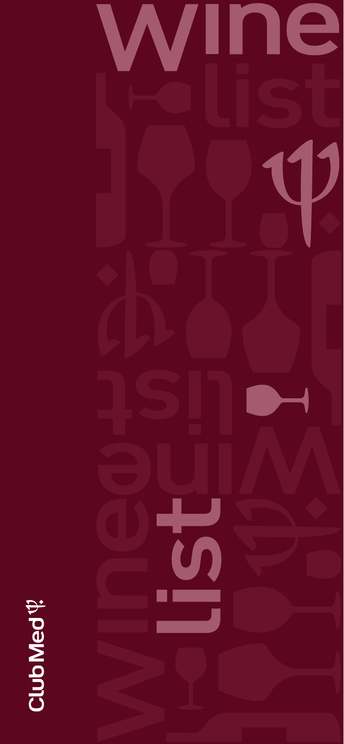# wine list

Club Med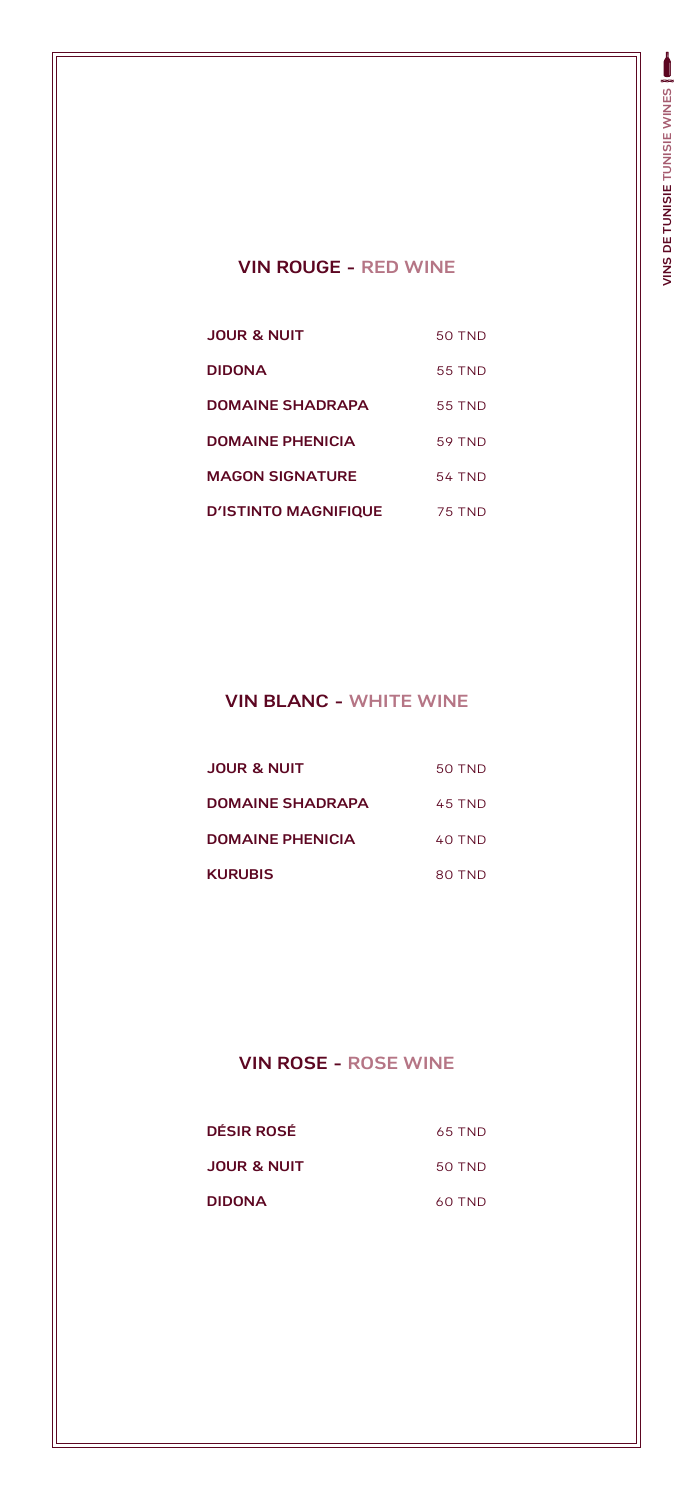## VIN ROUGE - RED WINE

| | |
|---|---|
| **JOUR & NUIT** | 50 TND |
| **DIDONA** | 55 TND |
| **DOMAINE SHADRAPA** | 55 TND |
| **DOMAINE PHENICIA** | 59 TND |
| **MAGON SIGNATURE** | 54 TND |
| **D'ISTINTO MAGNIFIQUE** | 75 TND |

## VIN BLANC - WHITE WINE

| | |
|---|---|
| **JOUR & NUIT** | 50 TND |
| **DOMAINE SHADRAPA** | 45 TND |
| **DOMAINE PHENICIA** | 40 TND |
| **KURUBIS** | 80 TND |

## VIN ROSE - ROSE WINE

| | |
|---|---|
| **DÉSIR ROSÉ** | 65 TND |
| **JOUR & NUIT** | 50 TND |
| **DIDONA** | 60 TND |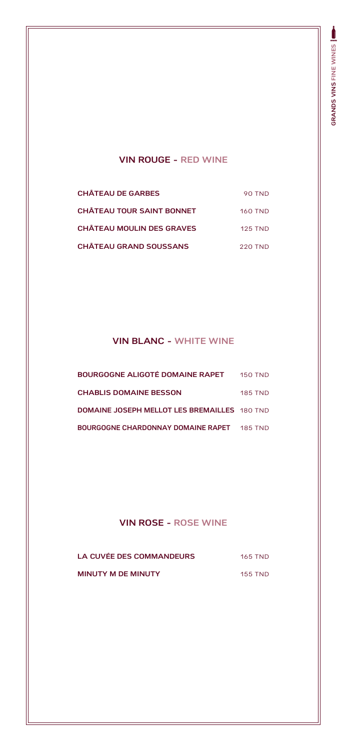## VIN ROUGE - RED WINE

| | |
|---|---|
| CHÂTEAU DE GARBES | 90 TND |
| CHÂTEAU TOUR SAINT BONNET | 160 TND |
| CHÂTEAU MOULIN DES GRAVES | 125 TND |
| CHÂTEAU GRAND SOUSSANS | 220 TND |

## VIN BLANC - WHITE WINE

| | |
|---|---|
| BOURGOGNE ALIGOTÉ DOMAINE RAPET | 150 TND |
| CHABLIS DOMAINE BESSON | 185 TND |
| DOMAINE JOSEPH MELLOT LES BREMAILLES | 180 TND |
| BOURGOGNE CHARDONNAY DOMAINE RAPET | 185 TND |

## VIN ROSE - ROSE WINE

| | |
|---|---|
| LA CUVÉE DES COMMANDEURS | 165 TND |
| MINUTY M DE MINUTY | 155 TND |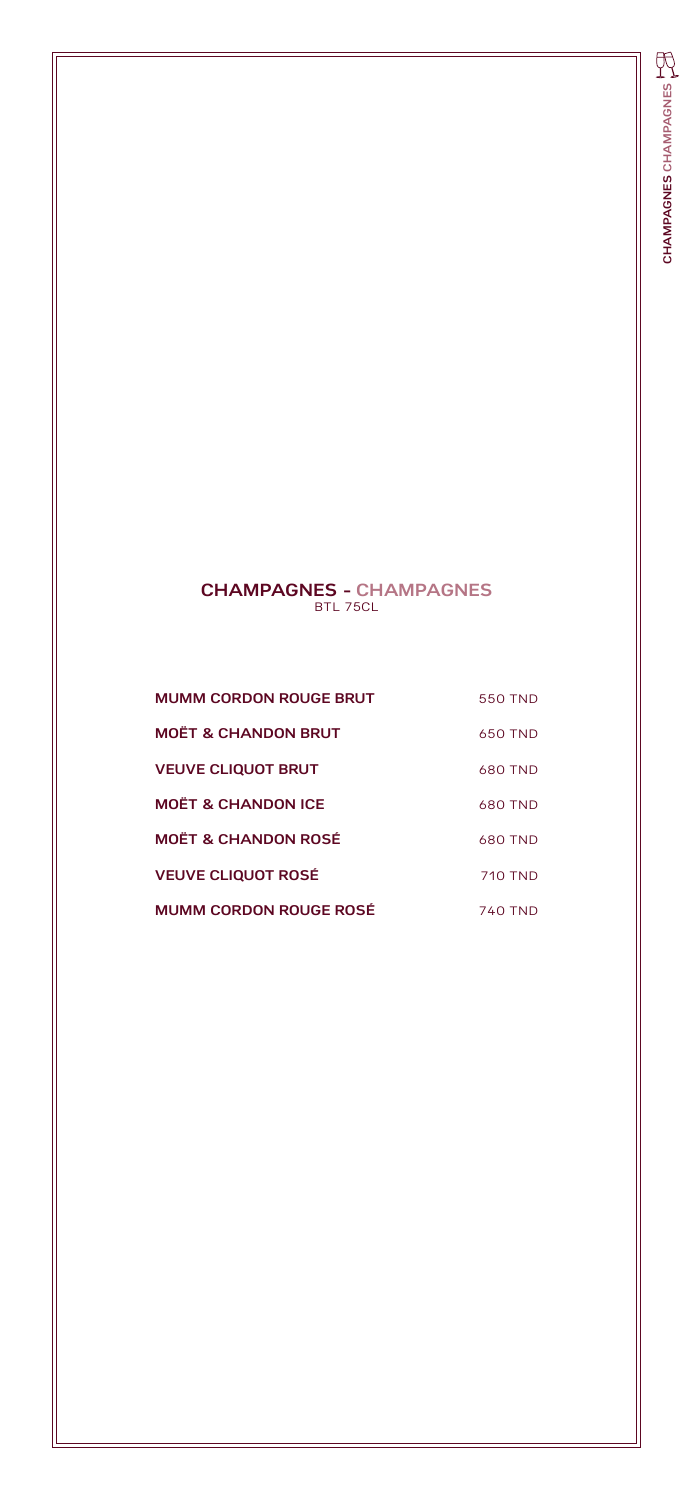## CHAMPAGNES - CHAMPAGNES

BTL 75CL

| | |
|---|---|
| **MUMM CORDON ROUGE BRUT** | 550 TND |
| **MOËT & CHANDON BRUT** | 650 TND |
| **VEUVE CLIQUOT BRUT** | 680 TND |
| **MOËT & CHANDON ICE** | 680 TND |
| **MOËT & CHANDON ROSÉ** | 680 TND |
| **VEUVE CLIQUOT ROSÉ** | 710 TND |
| **MUMM CORDON ROUGE ROSÉ** | 740 TND |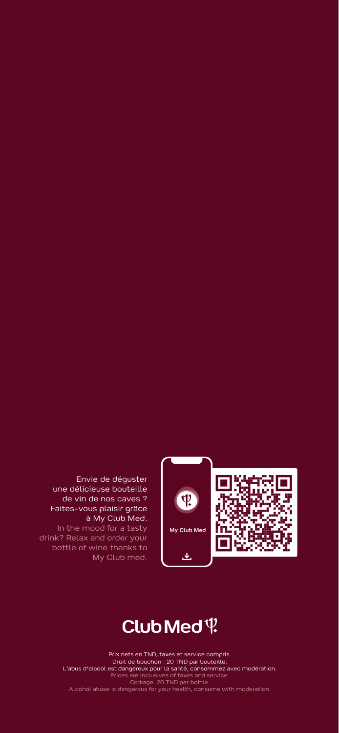Envie de déguster une délicieuse bouteille de vin de nos caves ? Faites-vous plaisir grâce à My Club Med.

In the mood for a tasty drink? Relax and order your bottle of wine thanks to My Club med.

My Club Med

Club Med

Prix nets en TND, taxes et service compris.
Droit de bouchon : 20 TND par bouteille.
L'abus d'alcool est dangereux pour la santé, consommez avec modération.
Prices are inclusives of taxes and service.
Corkage: 20 TND per bottle.
Alcohol abuse is dangerous for your health, consume with moderation.